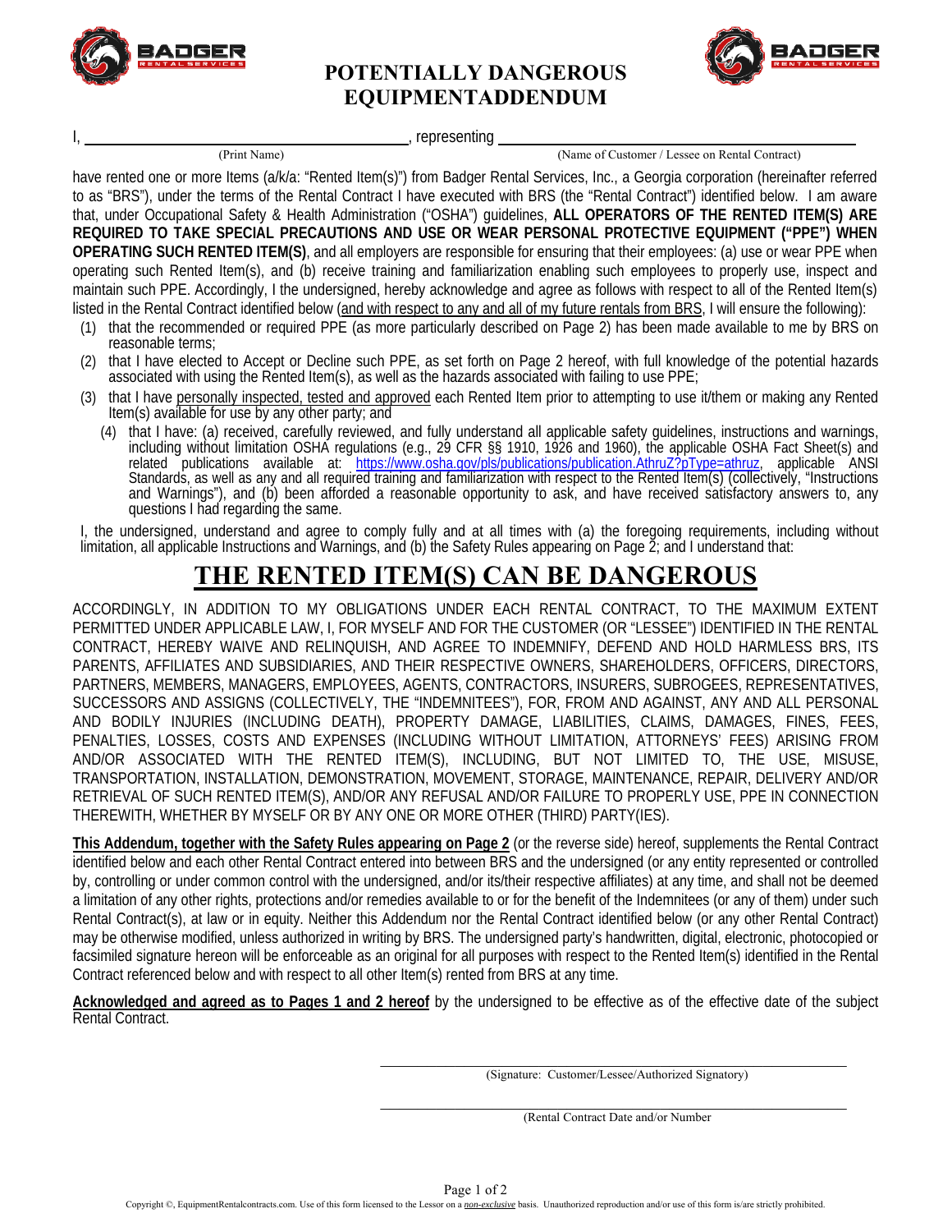# POTENTIALLY DANGEROUS EQUIPMENTADDENDUM

I, ______________________________, representing ______________________________
(Print Name) (Name of Customer / Lessee on Rental Contract)

have rented one or more Items (a/k/a: "Rented Item(s)") from Badger Rental Services, Inc., a Georgia corporation (hereinafter referred to as "BRS"), under the terms of the Rental Contract I have executed with BRS (the "Rental Contract") identified below. I am aware that, under Occupational Safety & Health Administration ("OSHA") guidelines, **ALL OPERATORS OF THE RENTED ITEM(S) ARE REQUIRED TO TAKE SPECIAL PRECAUTIONS AND USE OR WEAR PERSONAL PROTECTIVE EQUIPMENT ("PPE") WHEN OPERATING SUCH RENTED ITEM(S)**, and all employers are responsible for ensuring that their employees: (a) use or wear PPE when operating such Rented Item(s), and (b) receive training and familiarization enabling such employees to properly use, inspect and maintain such PPE. Accordingly, I the undersigned, hereby acknowledge and agree as follows with respect to all of the Rented Item(s) listed in the Rental Contract identified below (and with respect to any and all of my future rentals from BRS, I will ensure the following):

(1) that the recommended or required PPE (as more particularly described on Page 2) has been made available to me by BRS on reasonable terms;

(2) that I have elected to Accept or Decline such PPE, as set forth on Page 2 hereof, with full knowledge of the potential hazards associated with using the Rented Item(s), as well as the hazards associated with failing to use PPE;

(3) that I have personally inspected, tested and approved each Rented Item prior to attempting to use it/them or making any Rented Item(s) available for use by any other party; and

(4) that I have: (a) received, carefully reviewed, and fully understand all applicable safety guidelines, instructions and warnings, including without limitation OSHA regulations (e.g., 29 CFR §§ 1910, 1926 and 1960), the applicable OSHA Fact Sheet(s) and related publications available at: https://www.osha.gov/pls/publications/publication.AthruZ?pType=athruz, applicable ANSI Standards, as well as any and all required training and familiarization with respect to the Rented Item(s) (collectively, "Instructions and Warnings"), and (b) been afforded a reasonable opportunity to ask, and have received satisfactory answers to, any questions I had regarding the same.

I, the undersigned, understand and agree to comply fully and at all times with (a) the foregoing requirements, including without limitation, all applicable Instructions and Warnings, and (b) the Safety Rules appearing on Page 2; and I understand that:

## THE RENTED ITEM(S) CAN BE DANGEROUS

ACCORDINGLY, IN ADDITION TO MY OBLIGATIONS UNDER EACH RENTAL CONTRACT, TO THE MAXIMUM EXTENT PERMITTED UNDER APPLICABLE LAW, I, FOR MYSELF AND FOR THE CUSTOMER (OR "LESSEE") IDENTIFIED IN THE RENTAL CONTRACT, HEREBY WAIVE AND RELINQUISH, AND AGREE TO INDEMNIFY, DEFEND AND HOLD HARMLESS BRS, ITS PARENTS, AFFILIATES AND SUBSIDIARIES, AND THEIR RESPECTIVE OWNERS, SHAREHOLDERS, OFFICERS, DIRECTORS, PARTNERS, MEMBERS, MANAGERS, EMPLOYEES, AGENTS, CONTRACTORS, INSURERS, SUBROGEES, REPRESENTATIVES, SUCCESSORS AND ASSIGNS (COLLECTIVELY, THE "INDEMNITEES"), FOR, FROM AND AGAINST, ANY AND ALL PERSONAL AND BODILY INJURIES (INCLUDING DEATH), PROPERTY DAMAGE, LIABILITIES, CLAIMS, DAMAGES, FINES, FEES, PENALTIES, LOSSES, COSTS AND EXPENSES (INCLUDING WITHOUT LIMITATION, ATTORNEYS' FEES) ARISING FROM AND/OR ASSOCIATED WITH THE RENTED ITEM(S), INCLUDING, BUT NOT LIMITED TO, THE USE, MISUSE, TRANSPORTATION, INSTALLATION, DEMONSTRATION, MOVEMENT, STORAGE, MAINTENANCE, REPAIR, DELIVERY AND/OR RETRIEVAL OF SUCH RENTED ITEM(S), AND/OR ANY REFUSAL AND/OR FAILURE TO PROPERLY USE, PPE IN CONNECTION THEREWITH, WHETHER BY MYSELF OR BY ANY ONE OR MORE OTHER (THIRD) PARTY(IES).

**This Addendum, together with the Safety Rules appearing on Page 2** (or the reverse side) hereof, supplements the Rental Contract identified below and each other Rental Contract entered into between BRS and the undersigned (or any entity represented or controlled by, controlling or under common control with the undersigned, and/or its/their respective affiliates) at any time, and shall not be deemed a limitation of any other rights, protections and/or remedies available to or for the benefit of the Indemnitees (or any of them) under such Rental Contract(s), at law or in equity. Neither this Addendum nor the Rental Contract identified below (or any other Rental Contract) may be otherwise modified, unless authorized in writing by BRS. The undersigned party's handwritten, digital, electronic, photocopied or facsimiled signature hereon will be enforceable as an original for all purposes with respect to the Rented Item(s) identified in the Rental Contract referenced below and with respect to all other Item(s) rented from BRS at any time.

**Acknowledged and agreed as to Pages 1 and 2 hereof** by the undersigned to be effective as of the effective date of the subject Rental Contract.

______________________________
(Signature: Customer/Lessee/Authorized Signatory)

______________________________
(Rental Contract Date and/or Number

Copyright ©, EquipmentRentalcontracts.com. Use of this form licensed to the Lessor on a *non-exclusive* basis. Unauthorized reproduction and/or use of this form is/are strictly prohibited.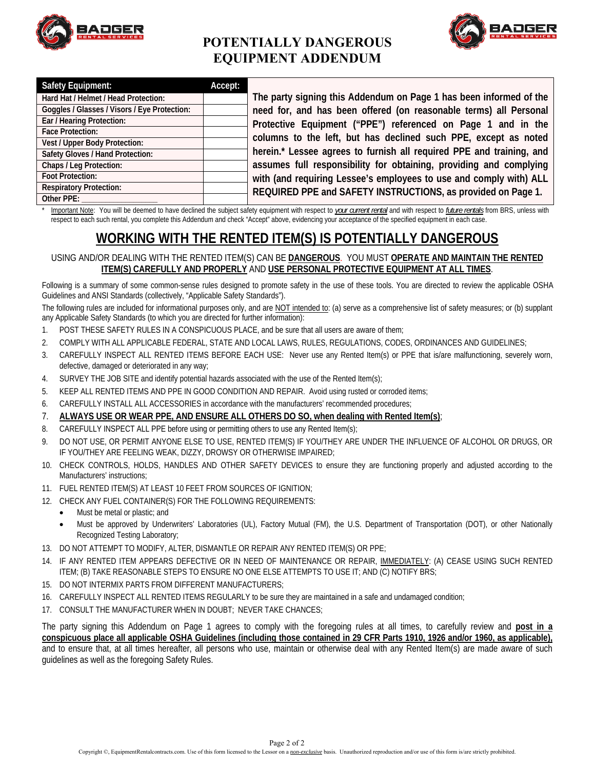# POTENTIALLY DANGEROUS EQUIPMENT ADDENDUM

| Safety Equipment: | Accept: |
|---|---|
| Hard Hat / Helmet / Head Protection: | |
| Goggles / Glasses / Visors / Eye Protection: | |
| Ear / Hearing Protection: | |
| Face Protection: | |
| Vest / Upper Body Protection: | |
| Safety Gloves / Hand Protection: | |
| Chaps / Leg Protection: | |
| Foot Protection: | |
| Respiratory Protection: | |
| Other PPE: ___________________ | |

**The party signing this Addendum on Page 1 has been informed of the need for, and has been offered (on reasonable terms) all Personal Protective Equipment ("PPE") referenced on Page 1 and in the columns to the left, but has declined such PPE, except as noted herein.* Lessee agrees to furnish all required PPE and training, and assumes full responsibility for obtaining, providing and complying with (and requiring Lessee's employees to use and comply with) ALL REQUIRED PPE and SAFETY INSTRUCTIONS, as provided on Page 1.**

\* Important Note: You will be deemed to have declined the subject safety equipment with respect to ***your current rental*** and with respect to ***future rentals*** from BRS, unless with respect to each such rental, you complete this Addendum and check "Accept" above, evidencing your acceptance of the specified equipment in each case.

## WORKING WITH THE RENTED ITEM(S) IS POTENTIALLY DANGEROUS

USING AND/OR DEALING WITH THE RENTED ITEM(S) CAN BE **DANGEROUS**. YOU MUST **OPERATE AND MAINTAIN THE RENTED ITEM(S) CAREFULLY AND PROPERLY** AND **USE PERSONAL PROTECTIVE EQUIPMENT AT ALL TIMES**.

Following is a summary of some common-sense rules designed to promote safety in the use of these tools. You are directed to review the applicable OSHA Guidelines and ANSI Standards (collectively, "Applicable Safety Standards").

The following rules are included for informational purposes only, and are NOT intended to: (a) serve as a comprehensive list of safety measures; or (b) supplant any Applicable Safety Standards (to which you are directed for further information):

1. POST THESE SAFETY RULES IN A CONSPICUOUS PLACE, and be sure that all users are aware of them;
2. COMPLY WITH ALL APPLICABLE FEDERAL, STATE AND LOCAL LAWS, RULES, REGULATIONS, CODES, ORDINANCES AND GUIDELINES;
3. CAREFULLY INSPECT ALL RENTED ITEMS BEFORE EACH USE: Never use any Rented Item(s) or PPE that is/are malfunctioning, severely worn, defective, damaged or deteriorated in any way;
4. SURVEY THE JOB SITE and identify potential hazards associated with the use of the Rented Item(s);
5. KEEP ALL RENTED ITEMS AND PPE IN GOOD CONDITION AND REPAIR. Avoid using rusted or corroded items;
6. CAREFULLY INSTALL ALL ACCESSORIES in accordance with the manufacturers' recommended procedures;
7. **ALWAYS USE OR WEAR PPE, AND ENSURE ALL OTHERS DO SO, when dealing with Rented Item(s)**;
8. CAREFULLY INSPECT ALL PPE before using or permitting others to use any Rented Item(s);
9. DO NOT USE, OR PERMIT ANYONE ELSE TO USE, RENTED ITEM(S) IF YOU/THEY ARE UNDER THE INFLUENCE OF ALCOHOL OR DRUGS, OR IF YOU/THEY ARE FEELING WEAK, DIZZY, DROWSY OR OTHERWISE IMPAIRED;
10. CHECK CONTROLS, HOLDS, HANDLES AND OTHER SAFETY DEVICES to ensure they are functioning properly and adjusted according to the Manufacturers' instructions;
11. FUEL RENTED ITEM(S) AT LEAST 10 FEET FROM SOURCES OF IGNITION;
12. CHECK ANY FUEL CONTAINER(S) FOR THE FOLLOWING REQUIREMENTS:
    - Must be metal or plastic; and
    - Must be approved by Underwriters' Laboratories (UL), Factory Mutual (FM), the U.S. Department of Transportation (DOT), or other Nationally Recognized Testing Laboratory;
13. DO NOT ATTEMPT TO MODIFY, ALTER, DISMANTLE OR REPAIR ANY RENTED ITEM(S) OR PPE;
14. IF ANY RENTED ITEM APPEARS DEFECTIVE OR IN NEED OF MAINTENANCE OR REPAIR, IMMEDIATELY: (A) CEASE USING SUCH RENTED ITEM; (B) TAKE REASONABLE STEPS TO ENSURE NO ONE ELSE ATTEMPTS TO USE IT; AND (C) NOTIFY BRS;
15. DO NOT INTERMIX PARTS FROM DIFFERENT MANUFACTURERS;
16. CAREFULLY INSPECT ALL RENTED ITEMS REGULARLY to be sure they are maintained in a safe and undamaged condition;
17. CONSULT THE MANUFACTURER WHEN IN DOUBT; NEVER TAKE CHANCES;

The party signing this Addendum on Page 1 agrees to comply with the foregoing rules at all times, to carefully review and **post in a conspicuous place all applicable OSHA Guidelines (including those contained in 29 CFR Parts 1910, 1926 and/or 1960, as applicable),** and to ensure that, at all times hereafter, all persons who use, maintain or otherwise deal with any Rented Item(s) are made aware of such guidelines as well as the foregoing Safety Rules.

Copyright ©, EquipmentRentalcontracts.com. Use of this form licensed to the Lessor on a *non-exclusive* basis. Unauthorized reproduction and/or use of this form is/are strictly prohibited.